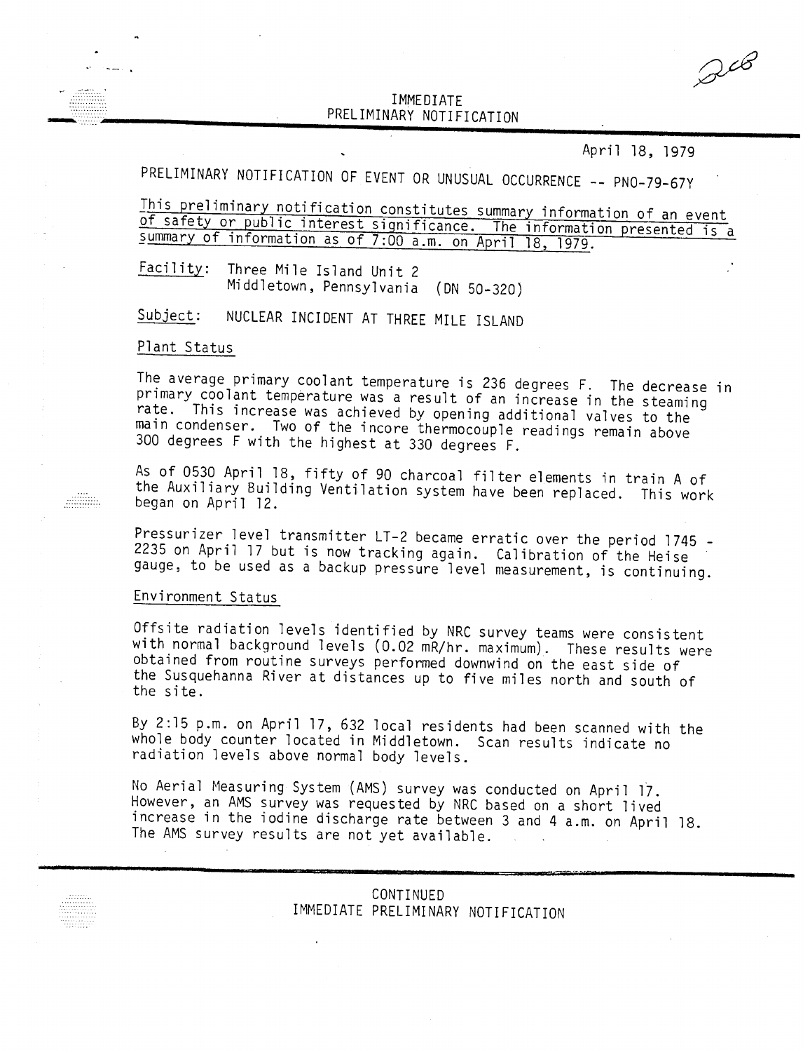IMMEDIATE
PRELIMINARY NOTIFICATION

April 18, 1979

PRELIMINARY NOTIFICATION OF EVENT OR UNUSUAL OCCURRENCE -- PNO-79-67Y

This preliminary notification constitutes summary information of an event of safety or public interest significance. The information presented is a summary of information as of 7:00 a.m. on April 18, 1979.

Facility: Three Mile Island Unit 2
Middletown, Pennsylvania (DN 50-320)

Subject: NUCLEAR INCIDENT AT THREE MILE ISLAND

Plant Status

The average primary coolant temperature is 236 degrees F. The decrease in primary coolant temperature was a result of an increase in the steaming rate. This increase was achieved by opening additional valves to the main condenser. Two of the incore thermocouple readings remain above 300 degrees F with the highest at 330 degrees F.

As of 0530 April 18, fifty of 90 charcoal filter elements in train A of the Auxiliary Building Ventilation system have been replaced. This work began on April 12.

Pressurizer level transmitter LT-2 became erratic over the period 1745 - 2235 on April 17 but is now tracking again. Calibration of the Heise gauge, to be used as a backup pressure level measurement, is continuing.

Environment Status

Offsite radiation levels identified by NRC survey teams were consistent with normal background levels (0.02 mR/hr. maximum). These results were obtained from routine surveys performed downwind on the east side of the Susquehanna River at distances up to five miles north and south of the site.

By 2:15 p.m. on April 17, 632 local residents had been scanned with the whole body counter located in Middletown. Scan results indicate no radiation levels above normal body levels.

No Aerial Measuring System (AMS) survey was conducted on April 17. However, an AMS survey was requested by NRC based on a short lived increase in the iodine discharge rate between 3 and 4 a.m. on April 18. The AMS survey results are not yet available.

CONTINUED
IMMEDIATE PRELIMINARY NOTIFICATION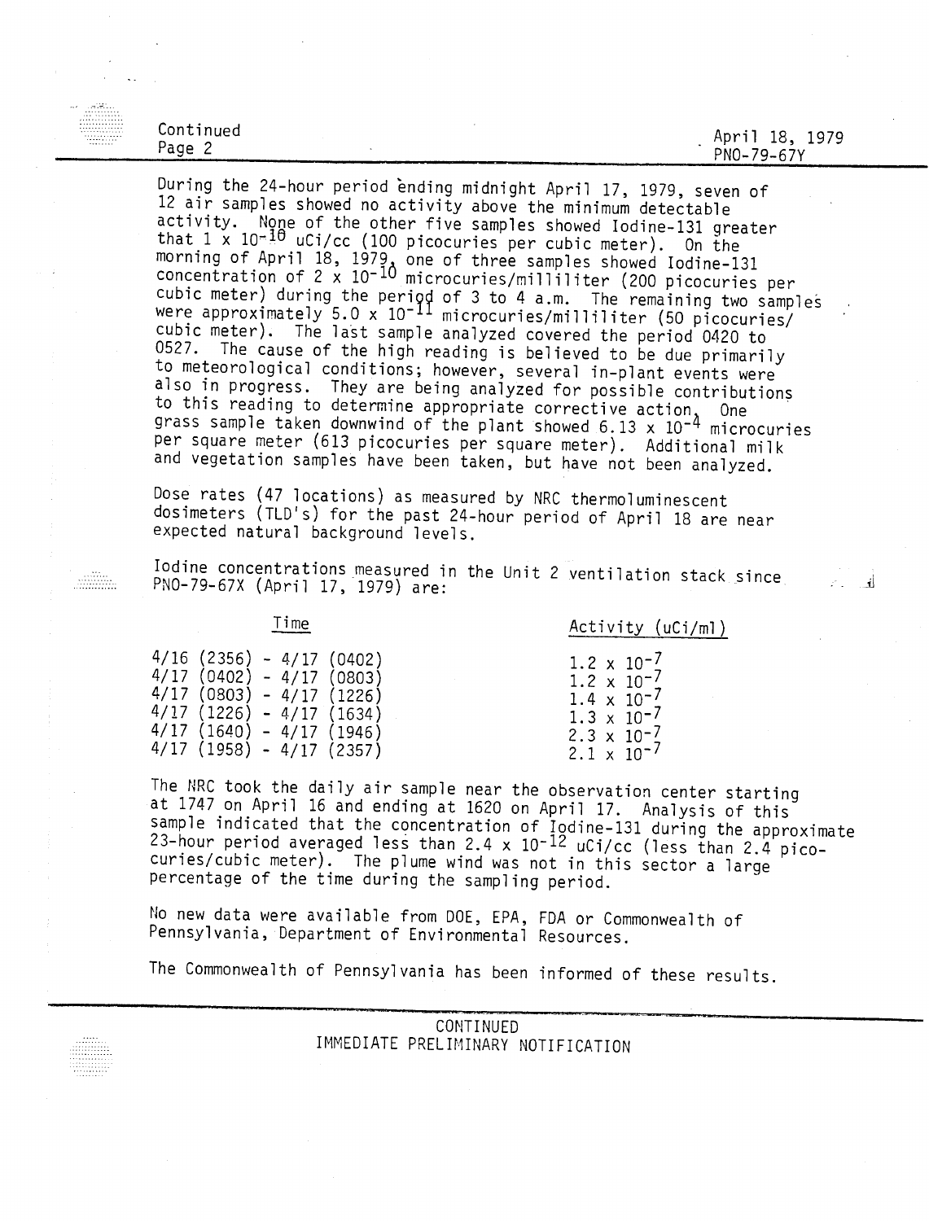During the 24-hour period ending midnight April 17, 1979, seven of 12 air samples showed no activity above the minimum detectable activity. None of the other five samples showed Iodine-131 greater that $1 \times 10^{-10}$ uCi/cc (100 picocuries per cubic meter). On the morning of April 18, 1979, one of three samples showed Iodine-131 concentration of $2 \times 10^{-10}$ microcuries/milliliter (200 picocuries per cubic meter) during the period of 3 to 4 a.m. The remaining two samples were approximately $5.0 \times 10^{-11}$ microcuries/milliliter (50 picocuries/cubic meter). The last sample analyzed covered the period 0420 to 0527. The cause of the high reading is believed to be due primarily to meteorological conditions; however, several in-plant events were also in progress. They are being analyzed for possible contributions to this reading to determine appropriate corrective action. One grass sample taken downwind of the plant showed $6.13 \times 10^{-4}$ microcuries per square meter (613 picocuries per square meter). Additional milk and vegetation samples have been taken, but have not been analyzed.

Dose rates (47 locations) as measured by NRC thermoluminescent dosimeters (TLD's) for the past 24-hour period of April 18 are near expected natural background levels.

Iodine concentrations measured in the Unit 2 ventilation stack since PNO-79-67X (April 17, 1979) are:

| Time | Activity (uCi/ml) |
|---|---|
| 4/16 (2356) - 4/17 (0402) | $1.2 \times 10^{-7}$ |
| 4/17 (0402) - 4/17 (0803) | $1.2 \times 10^{-7}$ |
| 4/17 (0803) - 4/17 (1226) | $1.4 \times 10^{-7}$ |
| 4/17 (1226) - 4/17 (1634) | $1.3 \times 10^{-7}$ |
| 4/17 (1640) - 4/17 (1946) | $2.3 \times 10^{-7}$ |
| 4/17 (1958) - 4/17 (2357) | $2.1 \times 10^{-7}$ |

The NRC took the daily air sample near the observation center starting at 1747 on April 16 and ending at 1620 on April 17. Analysis of this sample indicated that the concentration of Iodine-131 during the approximate 23-hour period averaged less than $2.4 \times 10^{-12}$ uCi/cc (less than 2.4 picocuries/cubic meter). The plume wind was not in this sector a large percentage of the time during the sampling period.

No new data were available from DOE, EPA, FDA or Commonwealth of Pennsylvania, Department of Environmental Resources.

The Commonwealth of Pennsylvania has been informed of these results.

CONTINUED
IMMEDIATE PRELIMINARY NOTIFICATION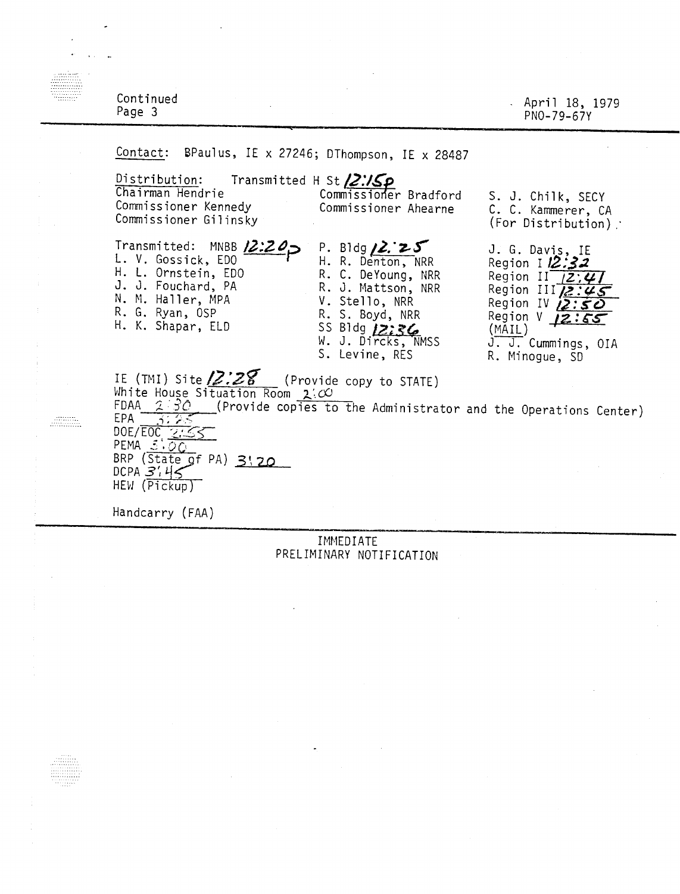Continued
Page 3

April 18, 1979
PNO-79-67Y

Contact: BPaulus, IE x 27246; DThompson, IE x 28487

Distribution: Transmitted H St 12:15p

Chairman Hendrie
Commissioner Kennedy
Commissioner Gilinsky

Commissioner Bradford
Commissioner Ahearne

S. J. Chilk, SECY
C. C. Kammerer, CA
(For Distribution)

Transmitted: MNBB 12:20p
L. V. Gossick, EDO
H. L. Ornstein, EDO
J. J. Fouchard, PA
N. M. Haller, MPA
R. G. Ryan, OSP
H. K. Shapar, ELD

P. Bldg 12:25
H. R. Denton, NRR
R. C. DeYoung, NRR
R. J. Mattson, NRR
V. Stello, NRR
R. S. Boyd, NRR
SS Bldg 12:36
W. J. Dircks, NMSS
S. Levine, RES

J. G. Davis, IE
Region I 12:32
Region II 12:41
Region III 12:45
Region IV 12:50
Region V 12:55
(MAIL)
J. J. Cummings, OIA
R. Minogue, SD

IE (TMI) Site 12:28 (Provide copy to STATE)
White House Situation Room 2:00
FDAA 2:30 (Provide copies to the Administrator and the Operations Center)
EPA 2:35
DOE/EOC 2:55
PEMA 3:00
BRP (State of PA) 3:20
DCPA 3:45
HEW (Pickup)

Handcarry (FAA)

IMMEDIATE
PRELIMINARY NOTIFICATION